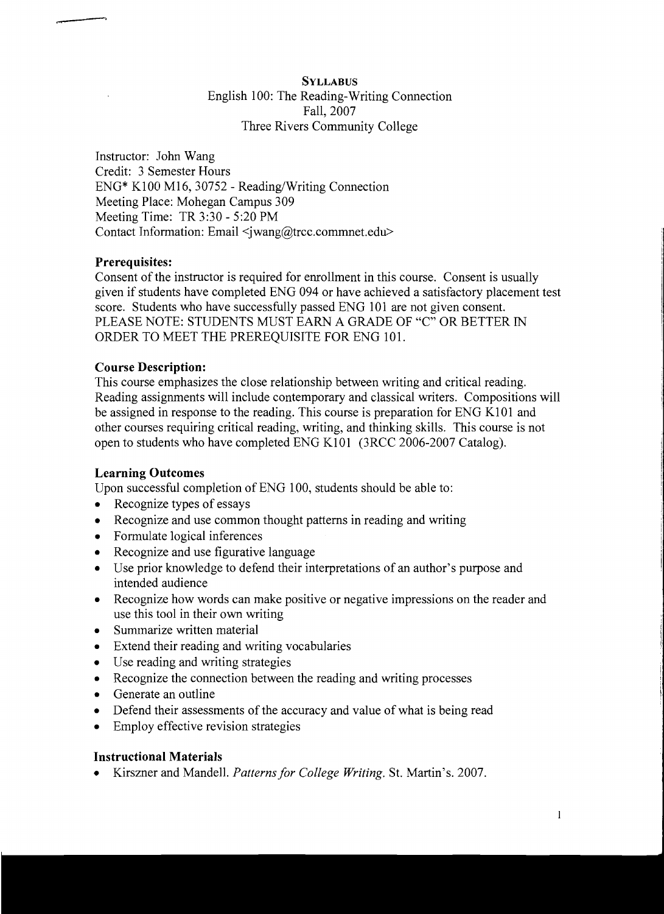# SYLLABUS

English 100: The Reading-Writing Connection
Fall, 2007
Three Rivers Community College

Instructor: John Wang
Credit: 3 Semester Hours
ENG* K100 M16, 30752 - Reading/Writing Connection
Meeting Place: Mohegan Campus 309
Meeting Time: TR 3:30 - 5:20 PM
Contact Information: Email <jwang@trcc.commnet.edu>

**Prerequisites:**

Consent of the instructor is required for enrollment in this course. Consent is usually given if students have completed ENG 094 or have achieved a satisfactory placement test score. Students who have successfully passed ENG 101 are not given consent. PLEASE NOTE: STUDENTS MUST EARN A GRADE OF "C" OR BETTER IN ORDER TO MEET THE PREREQUISITE FOR ENG 101.

**Course Description:**

This course emphasizes the close relationship between writing and critical reading. Reading assignments will include contemporary and classical writers. Compositions will be assigned in response to the reading. This course is preparation for ENG K101 and other courses requiring critical reading, writing, and thinking skills. This course is not open to students who have completed ENG K101 (3RCC 2006-2007 Catalog).

**Learning Outcomes**

Upon successful completion of ENG 100, students should be able to:

- Recognize types of essays
- Recognize and use common thought patterns in reading and writing
- Formulate logical inferences
- Recognize and use figurative language
- Use prior knowledge to defend their interpretations of an author's purpose and intended audience
- Recognize how words can make positive or negative impressions on the reader and use this tool in their own writing
- Summarize written material
- Extend their reading and writing vocabularies
- Use reading and writing strategies
- Recognize the connection between the reading and writing processes
- Generate an outline
- Defend their assessments of the accuracy and value of what is being read
- Employ effective revision strategies

**Instructional Materials**

- Kirszner and Mandell. *Patterns for College Writing*. St. Martin's. 2007.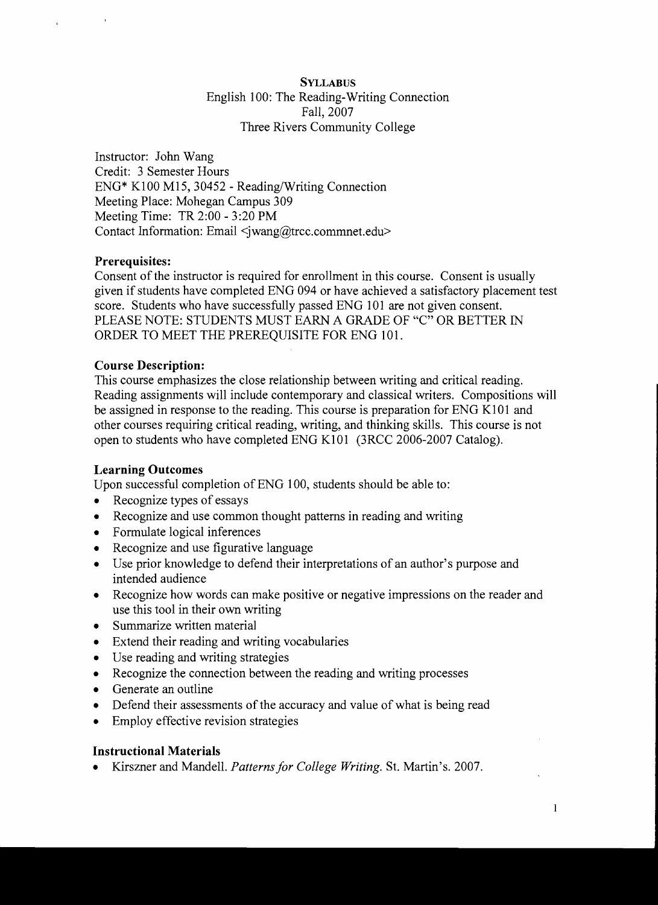**SYLLABUS**

English 100: The Reading-Writing Connection

Fall, 2007

Three Rivers Community College

Instructor: John Wang
Credit: 3 Semester Hours
ENG* K100 M15, 30452 - Reading/Writing Connection
Meeting Place: Mohegan Campus 309
Meeting Time: TR 2:00 - 3:20 PM
Contact Information: Email <jwang@trcc.commnet.edu>

**Prerequisites:**

Consent of the instructor is required for enrollment in this course. Consent is usually given if students have completed ENG 094 or have achieved a satisfactory placement test score. Students who have successfully passed ENG 101 are not given consent. PLEASE NOTE: STUDENTS MUST EARN A GRADE OF "C" OR BETTER IN ORDER TO MEET THE PREREQUISITE FOR ENG 101.

**Course Description:**

This course emphasizes the close relationship between writing and critical reading. Reading assignments will include contemporary and classical writers. Compositions will be assigned in response to the reading. This course is preparation for ENG K101 and other courses requiring critical reading, writing, and thinking skills. This course is not open to students who have completed ENG K101 (3RCC 2006-2007 Catalog).

**Learning Outcomes**

Upon successful completion of ENG 100, students should be able to:

- Recognize types of essays
- Recognize and use common thought patterns in reading and writing
- Formulate logical inferences
- Recognize and use figurative language
- Use prior knowledge to defend their interpretations of an author's purpose and intended audience
- Recognize how words can make positive or negative impressions on the reader and use this tool in their own writing
- Summarize written material
- Extend their reading and writing vocabularies
- Use reading and writing strategies
- Recognize the connection between the reading and writing processes
- Generate an outline
- Defend their assessments of the accuracy and value of what is being read
- Employ effective revision strategies

**Instructional Materials**

- Kirszner and Mandell. *Patterns for College Writing*. St. Martin's. 2007.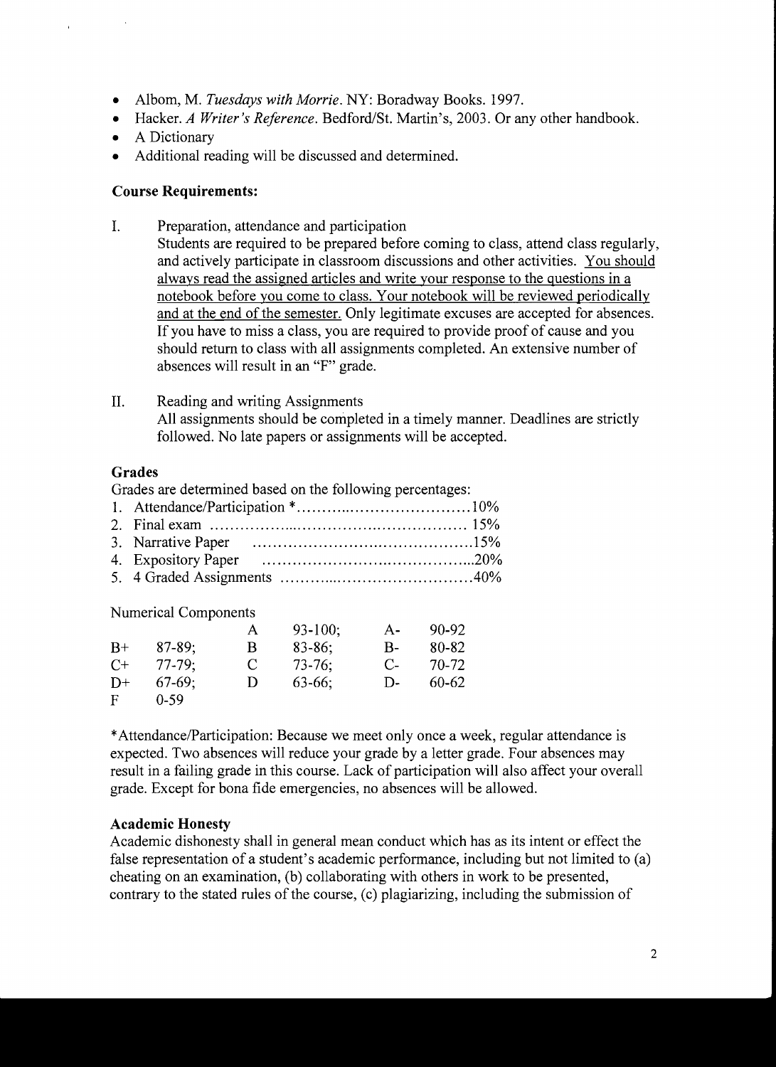- Albom, M. *Tuesdays with Morrie*. NY: Boradway Books. 1997.
- Hacker. *A Writer's Reference*. Bedford/St. Martin's, 2003. Or any other handbook.
- A Dictionary
- Additional reading will be discussed and determined.

### Course Requirements:

I. Preparation, attendance and participation

Students are required to be prepared before coming to class, attend class regularly, and actively participate in classroom discussions and other activities. <u>You should always read the assigned articles and write your response to the questions in a notebook before you come to class. Your notebook will be reviewed periodically and at the end of the semester.</u> Only legitimate excuses are accepted for absences. If you have to miss a class, you are required to provide proof of cause and you should return to class with all assignments completed. An extensive number of absences will result in an "F" grade.

II. Reading and writing Assignments

All assignments should be completed in a timely manner. Deadlines are strictly followed. No late papers or assignments will be accepted.

### Grades

Grades are determined based on the following percentages:

1. Attendance/Participation *……………………………………10%
2. Final exam ……………………………………………… 15%
3. Narrative Paper ……………………………………………15%
4. Expository Paper …………………………………………...20%
5. 4 Graded Assignments ……………………………………40%

Numerical Components

| | | | | | |
|---|---|---|---|---|---|
| | | A | 93-100; | A- | 90-92 |
| B+ | 87-89; | B | 83-86; | B- | 80-82 |
| C+ | 77-79; | C | 73-76; | C- | 70-72 |
| D+ | 67-69; | D | 63-66; | D- | 60-62 |
| F | 0-59 | | | | |

*Attendance/Participation: Because we meet only once a week, regular attendance is expected. Two absences will reduce your grade by a letter grade. Four absences may result in a failing grade in this course. Lack of participation will also affect your overall grade. Except for bona fide emergencies, no absences will be allowed.

### Academic Honesty

Academic dishonesty shall in general mean conduct which has as its intent or effect the false representation of a student's academic performance, including but not limited to (a) cheating on an examination, (b) collaborating with others in work to be presented, contrary to the stated rules of the course, (c) plagiarizing, including the submission of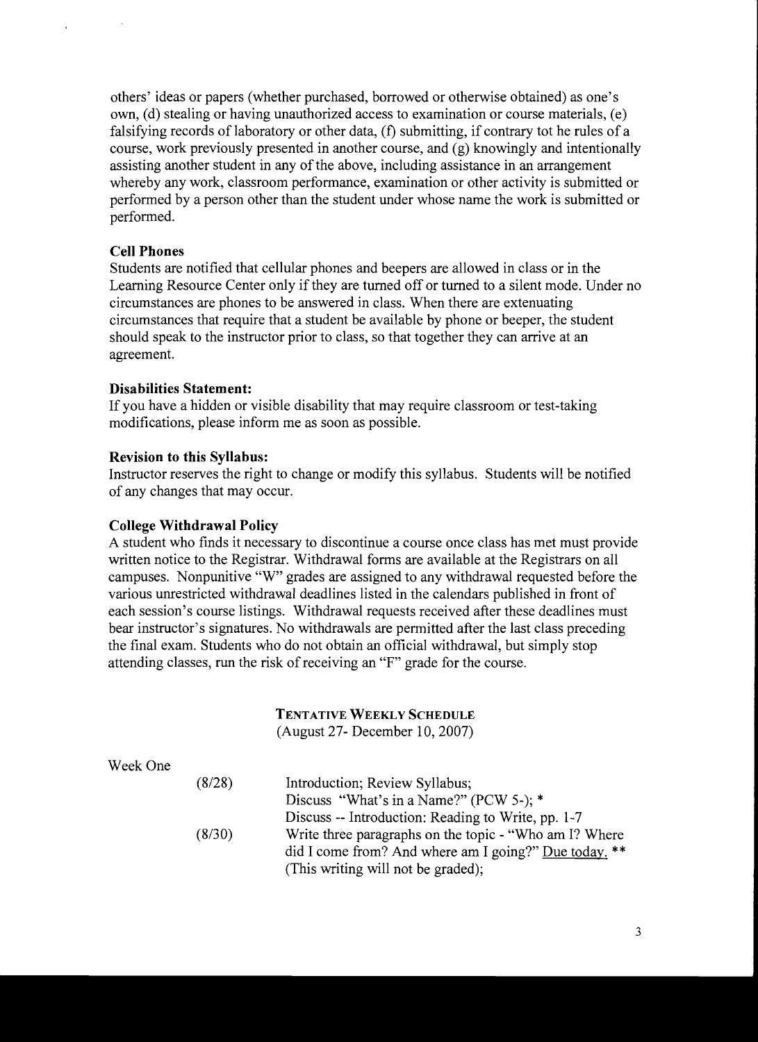others' ideas or papers (whether purchased, borrowed or otherwise obtained) as one's own, (d) stealing or having unauthorized access to examination or course materials, (e) falsifying records of laboratory or other data, (f) submitting, if contrary tot he rules of a course, work previously presented in another course, and (g) knowingly and intentionally assisting another student in any of the above, including assistance in an arrangement whereby any work, classroom performance, examination or other activity is submitted or performed by a person other than the student under whose name the work is submitted or performed.

**Cell Phones**

Students are notified that cellular phones and beepers are allowed in class or in the Learning Resource Center only if they are turned off or turned to a silent mode. Under no circumstances are phones to be answered in class. When there are extenuating circumstances that require that a student be available by phone or beeper, the student should speak to the instructor prior to class, so that together they can arrive at an agreement.

**Disabilities Statement:**

If you have a hidden or visible disability that may require classroom or test-taking modifications, please inform me as soon as possible.

**Revision to this Syllabus:**

Instructor reserves the right to change or modify this syllabus. Students will be notified of any changes that may occur.

**College Withdrawal Policy**

A student who finds it necessary to discontinue a course once class has met must provide written notice to the Registrar. Withdrawal forms are available at the Registrars on all campuses. Nonpunitive "W" grades are assigned to any withdrawal requested before the various unrestricted withdrawal deadlines listed in the calendars published in front of each session's course listings. Withdrawal requests received after these deadlines must bear instructor's signatures. No withdrawals are permitted after the last class preceding the final exam. Students who do not obtain an official withdrawal, but simply stop attending classes, run the risk of receiving an "F" grade for the course.

## TENTATIVE WEEKLY SCHEDULE

(August 27- December 10, 2007)

Week One

(8/28) Introduction; Review Syllabus;
Discuss "What's in a Name?" (PCW 5-); *
Discuss -- Introduction: Reading to Write, pp. 1-7

(8/30) Write three paragraphs on the topic - "Who am I? Where did I come from? And where am I going?" Due today. **
(This writing will not be graded);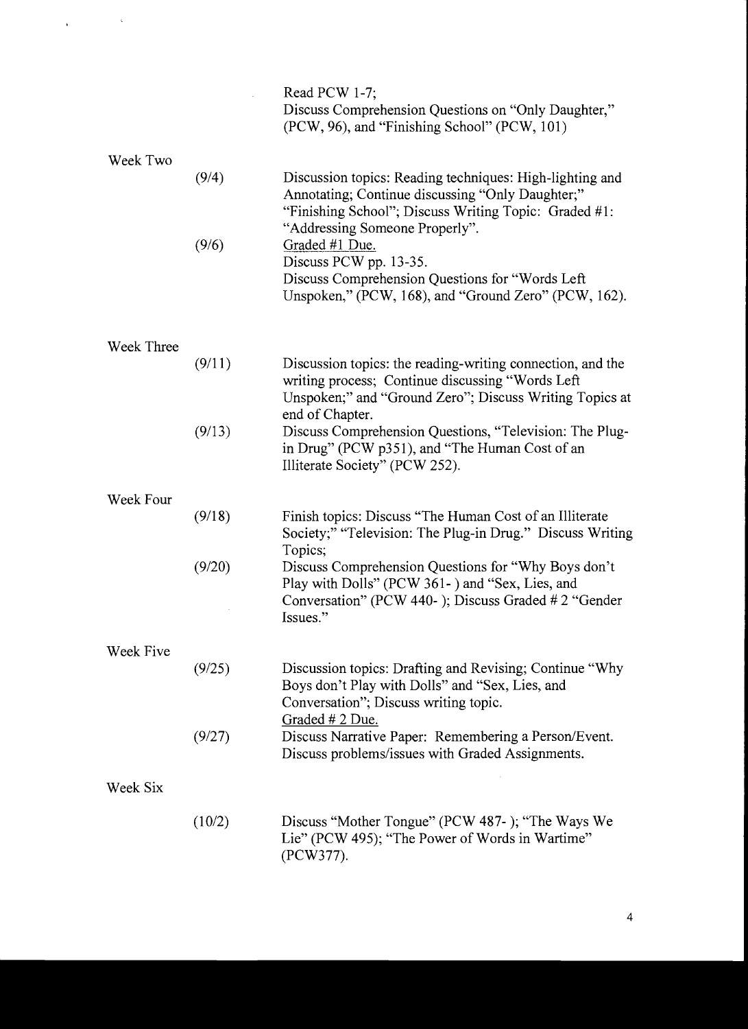Read PCW 1-7;
Discuss Comprehension Questions on "Only Daughter," (PCW, 96), and "Finishing School" (PCW, 101)

| | | |
|---|---|---|
| Week Two | (9/4) | Discussion topics: Reading techniques: High-lighting and Annotating; Continue discussing "Only Daughter;" "Finishing School"; Discuss Writing Topic: Graded #1: "Addressing Someone Properly". |
| | (9/6) | Graded #1 Due. Discuss PCW pp. 13-35. Discuss Comprehension Questions for "Words Left Unspoken," (PCW, 168), and "Ground Zero" (PCW, 162). |
| Week Three | (9/11) | Discussion topics: the reading-writing connection, and the writing process; Continue discussing "Words Left Unspoken;" and "Ground Zero"; Discuss Writing Topics at end of Chapter. |
| | (9/13) | Discuss Comprehension Questions, "Television: The Plug-in Drug" (PCW p351), and "The Human Cost of an Illiterate Society" (PCW 252). |
| Week Four | (9/18) | Finish topics: Discuss "The Human Cost of an Illiterate Society;" "Television: The Plug-in Drug." Discuss Writing Topics; |
| | (9/20) | Discuss Comprehension Questions for "Why Boys don't Play with Dolls" (PCW 361- ) and "Sex, Lies, and Conversation" (PCW 440- ); Discuss Graded # 2 "Gender Issues." |
| Week Five | (9/25) | Discussion topics: Drafting and Revising; Continue "Why Boys don't Play with Dolls" and "Sex, Lies, and Conversation"; Discuss writing topic. Graded # 2 Due. |
| | (9/27) | Discuss Narrative Paper: Remembering a Person/Event. Discuss problems/issues with Graded Assignments. |
| Week Six | (10/2) | Discuss "Mother Tongue" (PCW 487- ); "The Ways We Lie" (PCW 495); "The Power of Words in Wartime" (PCW377). |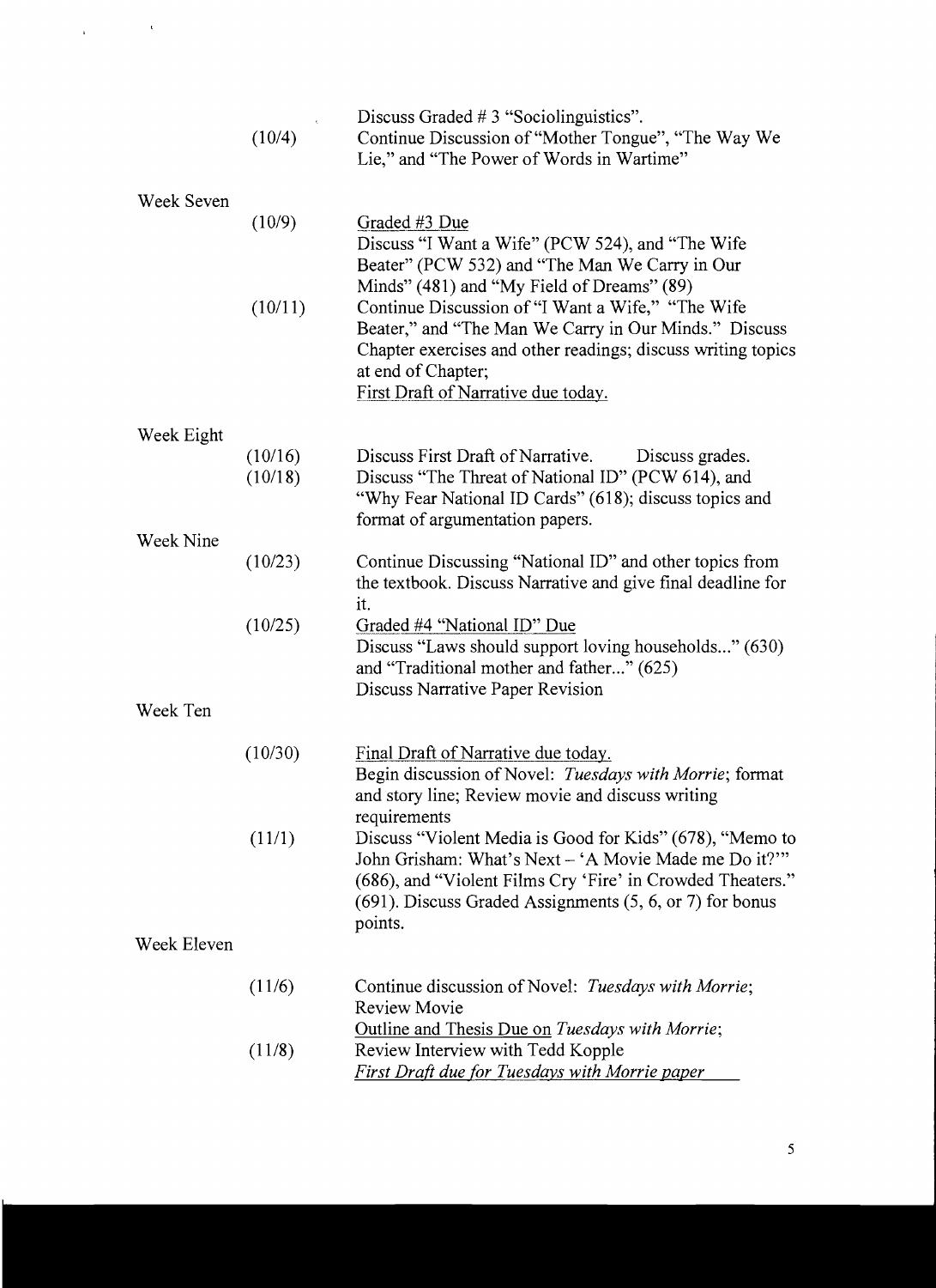| | | |
|---|---|---|
| | (10/4) | Discuss Graded # 3 "Sociolinguistics". Continue Discussion of "Mother Tongue", "The Way We Lie," and "The Power of Words in Wartime" |
| Week Seven | | |
| | (10/9) | Graded #3 Due<br>Discuss "I Want a Wife" (PCW 524), and "The Wife Beater" (PCW 532) and "The Man We Carry in Our Minds" (481) and "My Field of Dreams" (89) |
| | (10/11) | Continue Discussion of "I Want a Wife," "The Wife Beater," and "The Man We Carry in Our Minds." Discuss Chapter exercises and other readings; discuss writing topics at end of Chapter;<br>First Draft of Narrative due today. |
| Week Eight | | |
| | (10/16) | Discuss First Draft of Narrative. Discuss grades. |
| | (10/18) | Discuss "The Threat of National ID" (PCW 614), and "Why Fear National ID Cards" (618); discuss topics and format of argumentation papers. |
| Week Nine | | |
| | (10/23) | Continue Discussing "National ID" and other topics from the textbook. Discuss Narrative and give final deadline for it. |
| | (10/25) | Graded #4 "National ID" Due<br>Discuss "Laws should support loving households..." (630) and "Traditional mother and father..." (625)<br>Discuss Narrative Paper Revision |
| Week Ten | | |
| | (10/30) | Final Draft of Narrative due today.<br>Begin discussion of Novel: *Tuesdays with Morrie*; format and story line; Review movie and discuss writing requirements |
| | (11/1) | Discuss "Violent Media is Good for Kids" (678), "Memo to John Grisham: What's Next – 'A Movie Made me Do it?'" (686), and "Violent Films Cry 'Fire' in Crowded Theaters." (691). Discuss Graded Assignments (5, 6, or 7) for bonus points. |
| Week Eleven | | |
| | (11/6) | Continue discussion of Novel: *Tuesdays with Morrie*; Review Movie<br>Outline and Thesis Due on *Tuesdays with Morrie*; |
| | (11/8) | Review Interview with Tedd Kopple<br>*First Draft due for Tuesdays with Morrie paper* |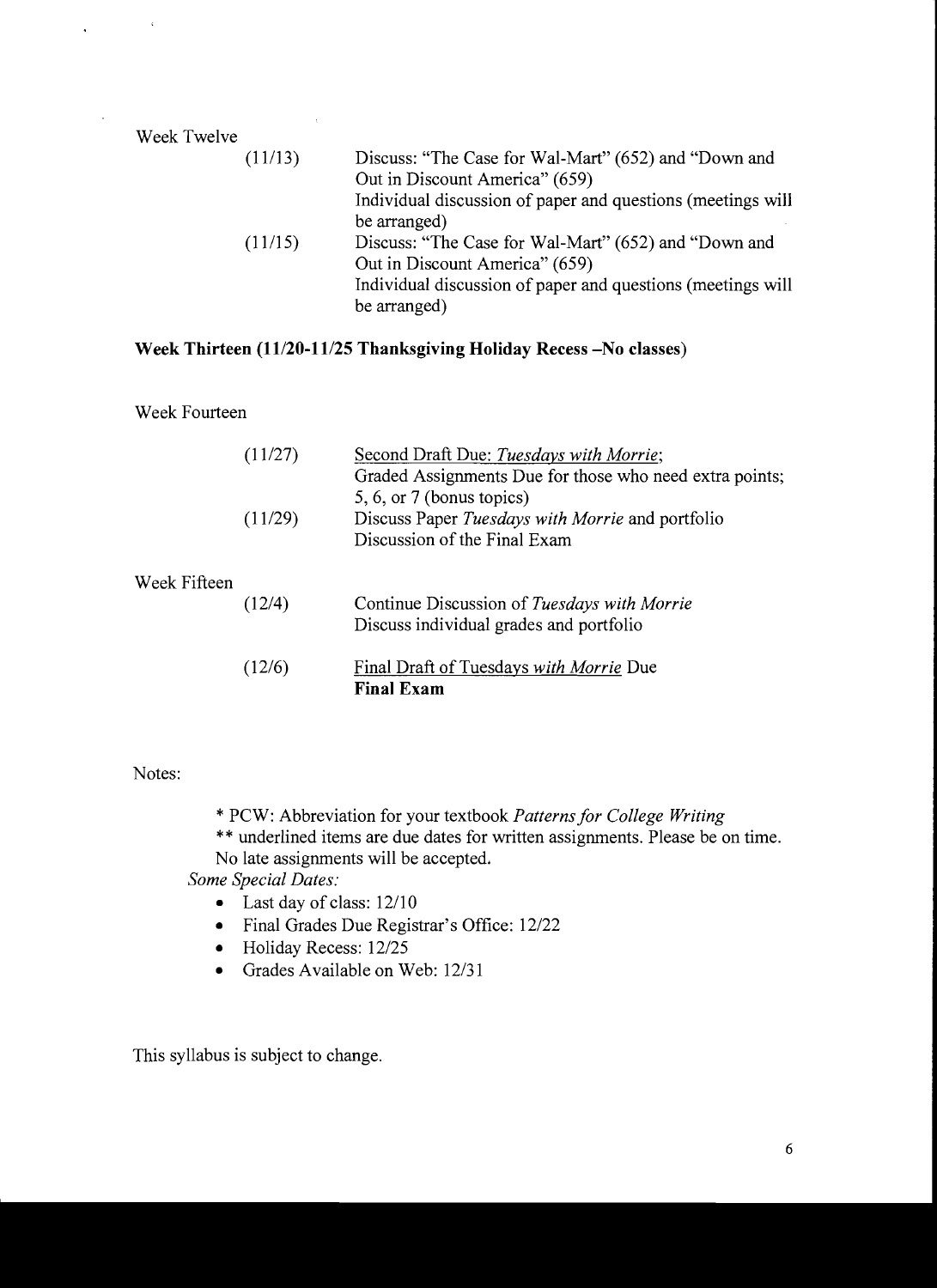Week Twelve

(11/13) Discuss: "The Case for Wal-Mart" (652) and "Down and Out in Discount America" (659)
Individual discussion of paper and questions (meetings will be arranged)

(11/15) Discuss: "The Case for Wal-Mart" (652) and "Down and Out in Discount America" (659)
Individual discussion of paper and questions (meetings will be arranged)

**Week Thirteen (11/20-11/25 Thanksgiving Holiday Recess –No classes)**

Week Fourteen

(11/27) <u>Second Draft Due: *Tuesdays with Morrie*;</u>
Graded Assignments Due for those who need extra points; 5, 6, or 7 (bonus topics)

(11/29) Discuss Paper *Tuesdays with Morrie* and portfolio
Discussion of the Final Exam

Week Fifteen

(12/4) Continue Discussion of *Tuesdays with Morrie*
Discuss individual grades and portfolio

(12/6) <u>Final Draft of Tuesdays *with Morrie* Due</u>
**Final Exam**

Notes:

* PCW: Abbreviation for your textbook *Patterns for College Writing*

** underlined items are due dates for written assignments. Please be on time. No late assignments will be accepted.

*Some Special Dates:*

- Last day of class: 12/10
- Final Grades Due Registrar's Office: 12/22
- Holiday Recess: 12/25
- Grades Available on Web: 12/31

This syllabus is subject to change.